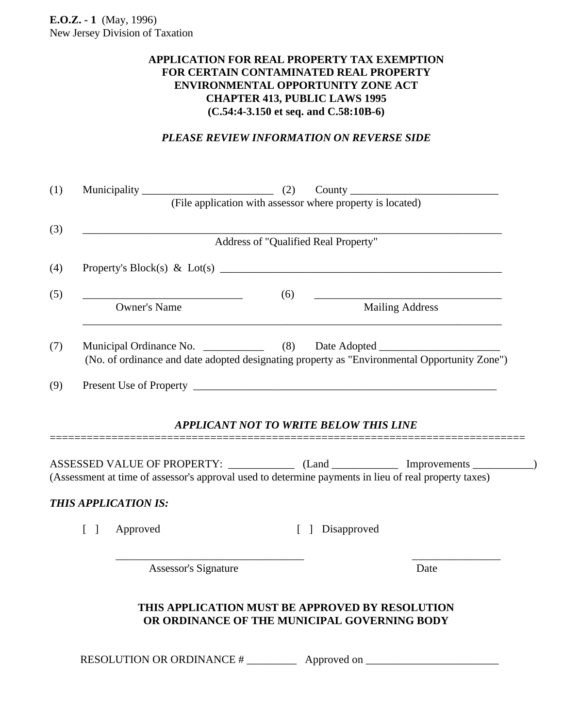**E.O.Z. - 1** (May, 1996)
New Jersey Division of Taxation

# APPLICATION FOR REAL PROPERTY TAX EXEMPTION FOR CERTAIN CONTAMINATED REAL PROPERTY ENVIRONMENTAL OPPORTUNITY ZONE ACT CHAPTER 413, PUBLIC LAWS 1995 (C.54:4-3.150 et seq. and C.58:10B-6)

***PLEASE REVIEW INFORMATION ON REVERSE SIDE***

(1) Municipality ________________________ (2) County ___________________________
(File application with assessor where property is located)

(3) ______________________________________________________________________
Address of "Qualified Real Property"

(4) Property's Block(s) & Lot(s) _____________________________________________________

(5) ____________________________ (6) _________________________________
Owner's Name Mailing Address
______________________________________________________________________

(7) Municipal Ordinance No. ___________ (8) Date Adopted ______________________
(No. of ordinance and date adopted designating property as "Environmental Opportunity Zone")

(9) Present Use of Property _______________________________________________________

***APPLICANT NOT TO WRITE BELOW THIS LINE***

==============================================================================

ASSESSED VALUE OF PROPERTY: ____________ (Land ____________ Improvements ___________)
(Assessment at time of assessor's approval used to determine payments in lieu of real property taxes)

***THIS APPLICATION IS:***

[ ] Approved [ ] Disapproved

__________________________________ ________________
Assessor's Signature Date

**THIS APPLICATION MUST BE APPROVED BY RESOLUTION OR ORDINANCE OF THE MUNICIPAL GOVERNING BODY**

RESOLUTION OR ORDINANCE # _________ Approved on ________________________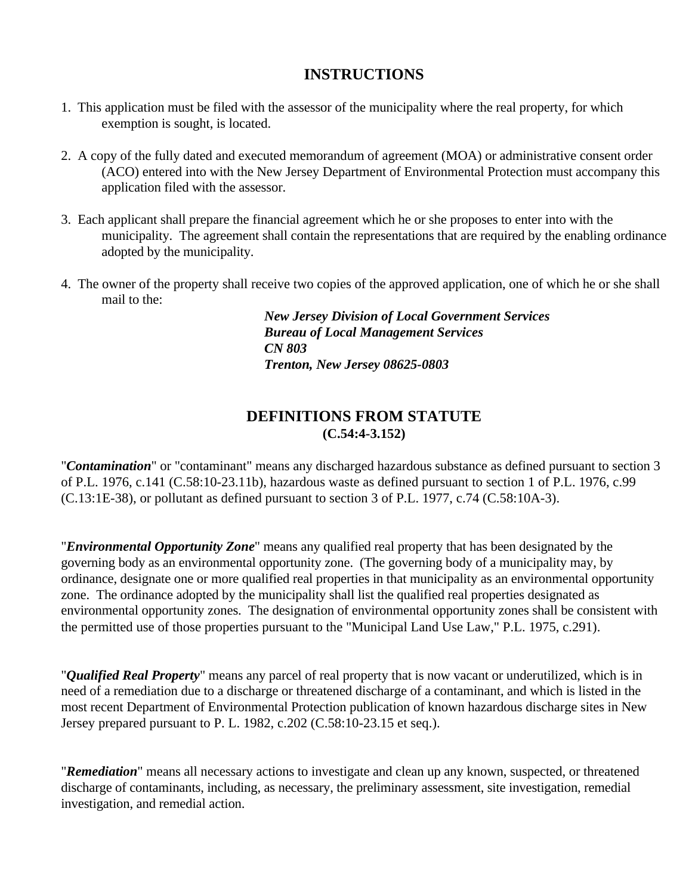## INSTRUCTIONS

1. This application must be filed with the assessor of the municipality where the real property, for which exemption is sought, is located.

2. A copy of the fully dated and executed memorandum of agreement (MOA) or administrative consent order (ACO) entered into with the New Jersey Department of Environmental Protection must accompany this application filed with the assessor.

3. Each applicant shall prepare the financial agreement which he or she proposes to enter into with the municipality. The agreement shall contain the representations that are required by the enabling ordinance adopted by the municipality.

4. The owner of the property shall receive two copies of the approved application, one of which he or she shall mail to the:

   ***New Jersey Division of Local Government Services***
   ***Bureau of Local Management Services***
   ***CN 803***
   ***Trenton, New Jersey 08625-0803***

## DEFINITIONS FROM STATUTE
**(C.54:4-3.152)**

"***Contamination***" or "contaminant" means any discharged hazardous substance as defined pursuant to section 3 of P.L. 1976, c.141 (C.58:10-23.11b), hazardous waste as defined pursuant to section 1 of P.L. 1976, c.99 (C.13:1E-38), or pollutant as defined pursuant to section 3 of P.L. 1977, c.74 (C.58:10A-3).

"***Environmental Opportunity Zone***" means any qualified real property that has been designated by the governing body as an environmental opportunity zone. (The governing body of a municipality may, by ordinance, designate one or more qualified real properties in that municipality as an environmental opportunity zone. The ordinance adopted by the municipality shall list the qualified real properties designated as environmental opportunity zones. The designation of environmental opportunity zones shall be consistent with the permitted use of those properties pursuant to the "Municipal Land Use Law," P.L. 1975, c.291).

"***Qualified Real Property***" means any parcel of real property that is now vacant or underutilized, which is in need of a remediation due to a discharge or threatened discharge of a contaminant, and which is listed in the most recent Department of Environmental Protection publication of known hazardous discharge sites in New Jersey prepared pursuant to P. L. 1982, c.202 (C.58:10-23.15 et seq.).

"***Remediation***" means all necessary actions to investigate and clean up any known, suspected, or threatened discharge of contaminants, including, as necessary, the preliminary assessment, site investigation, remedial investigation, and remedial action.